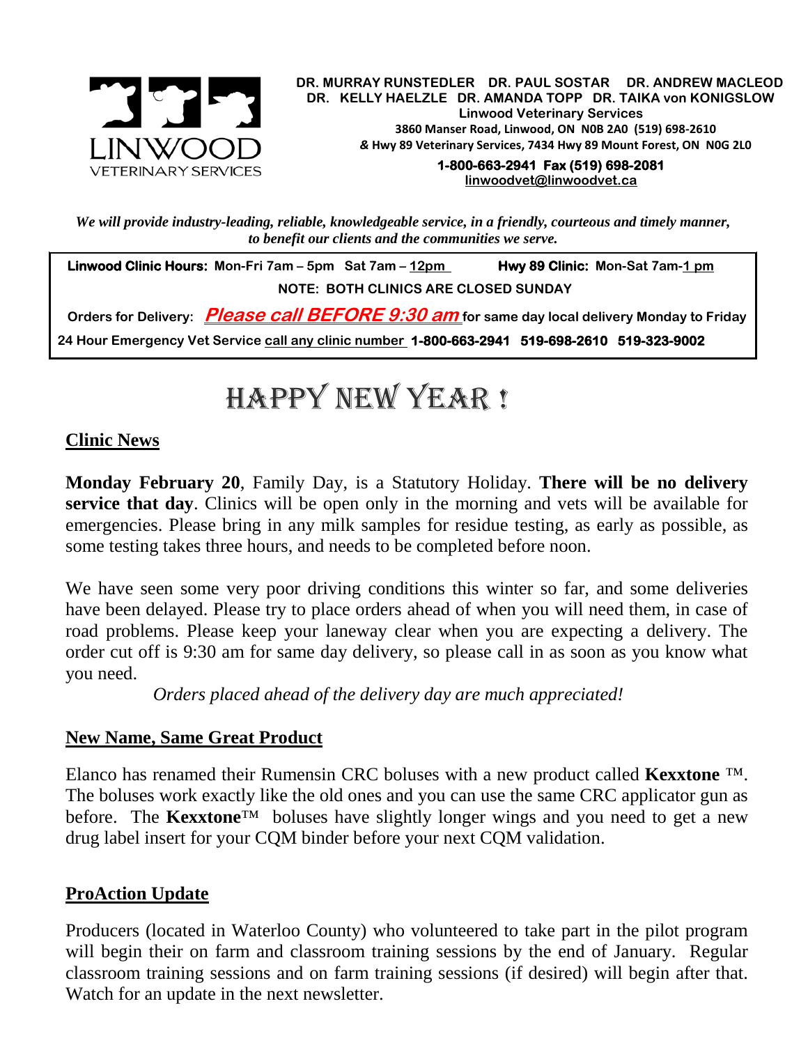LINWOOD VETERINARY SERVICES

**DR. MURRAY RUNSTEDLER DR. PAUL SOSTAR DR. ANDREW MACLEOD**
**DR. KELLY HAELZLE DR. AMANDA TOPP DR. TAIKA von KONIGSLOW**
**Linwood Veterinary Services**
**3860 Manser Road, Linwood, ON N0B 2A0 (519) 698-2610**
***&* Hwy 89 Veterinary Services, 7434 Hwy 89 Mount Forest, ON N0G 2L0**
**1-800-663-2941 Fax (519) 698-2081**
**linwoodvet@linwoodvet.ca**

***We will provide industry-leading, reliable, knowledgeable service, in a friendly, courteous and timely manner, to benefit our clients and the communities we serve.***

**Linwood Clinic Hours: Mon-Fri 7am – 5pm Sat 7am – 12pm** **Hwy 89 Clinic: Mon-Sat 7am-1 pm**

**NOTE: BOTH CLINICS ARE CLOSED SUNDAY**

**Orders for Delivery: *Please call BEFORE 9:30 am* for same day local delivery Monday to Friday**

**24 Hour Emergency Vet Service call any clinic number 1-800-663-2941 519-698-2610 519-323-9002**

# HAPPY NEW YEAR !

## Clinic News

**Monday February 20**, Family Day, is a Statutory Holiday. **There will be no delivery service that day**. Clinics will be open only in the morning and vets will be available for emergencies. Please bring in any milk samples for residue testing, as early as possible, as some testing takes three hours, and needs to be completed before noon.

We have seen some very poor driving conditions this winter so far, and some deliveries have been delayed. Please try to place orders ahead of when you will need them, in case of road problems. Please keep your laneway clear when you are expecting a delivery. The order cut off is 9:30 am for same day delivery, so please call in as soon as you know what you need.

*Orders placed ahead of the delivery day are much appreciated!*

## New Name, Same Great Product

Elanco has renamed their Rumensin CRC boluses with a new product called **Kexxtone** ™. The boluses work exactly like the old ones and you can use the same CRC applicator gun as before. The **Kexxtone**™ boluses have slightly longer wings and you need to get a new drug label insert for your CQM binder before your next CQM validation.

## ProAction Update

Producers (located in Waterloo County) who volunteered to take part in the pilot program will begin their on farm and classroom training sessions by the end of January. Regular classroom training sessions and on farm training sessions (if desired) will begin after that. Watch for an update in the next newsletter.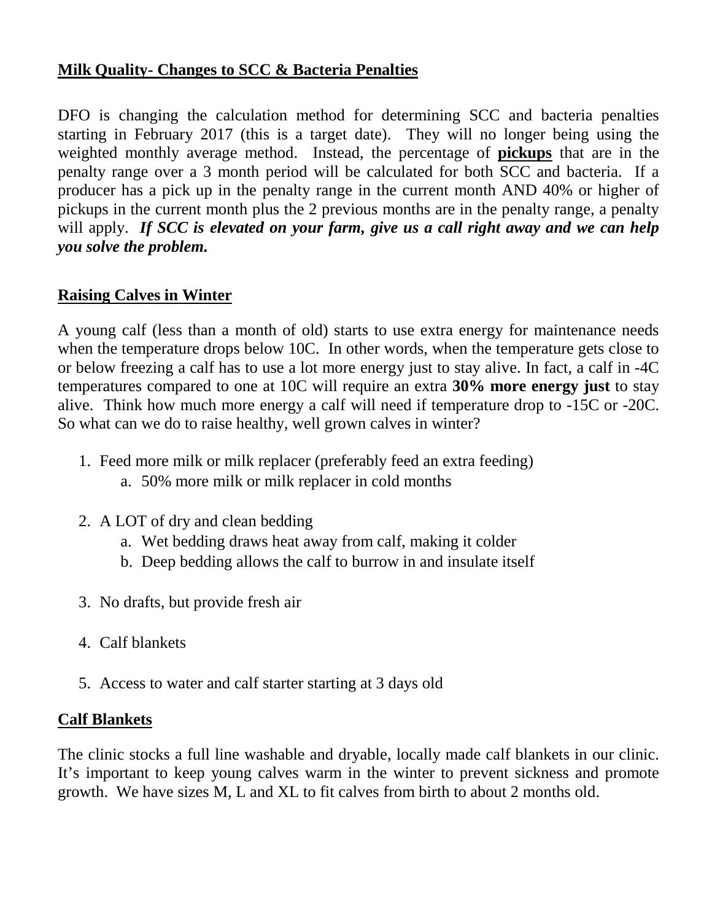## Milk Quality- Changes to SCC & Bacteria Penalties

DFO is changing the calculation method for determining SCC and bacteria penalties starting in February 2017 (this is a target date). They will no longer being using the weighted monthly average method. Instead, the percentage of **pickups** that are in the penalty range over a 3 month period will be calculated for both SCC and bacteria. If a producer has a pick up in the penalty range in the current month AND 40% or higher of pickups in the current month plus the 2 previous months are in the penalty range, a penalty will apply. ***If SCC is elevated on your farm, give us a call right away and we can help you solve the problem.***

## Raising Calves in Winter

A young calf (less than a month of old) starts to use extra energy for maintenance needs when the temperature drops below 10C. In other words, when the temperature gets close to or below freezing a calf has to use a lot more energy just to stay alive. In fact, a calf in -4C temperatures compared to one at 10C will require an extra **30% more energy just** to stay alive. Think how much more energy a calf will need if temperature drop to -15C or -20C. So what can we do to raise healthy, well grown calves in winter?

1. Feed more milk or milk replacer (preferably feed an extra feeding)
   a. 50% more milk or milk replacer in cold months

2. A LOT of dry and clean bedding
   a. Wet bedding draws heat away from calf, making it colder
   b. Deep bedding allows the calf to burrow in and insulate itself

3. No drafts, but provide fresh air

4. Calf blankets

5. Access to water and calf starter starting at 3 days old

## Calf Blankets

The clinic stocks a full line washable and dryable, locally made calf blankets in our clinic. It's important to keep young calves warm in the winter to prevent sickness and promote growth. We have sizes M, L and XL to fit calves from birth to about 2 months old.